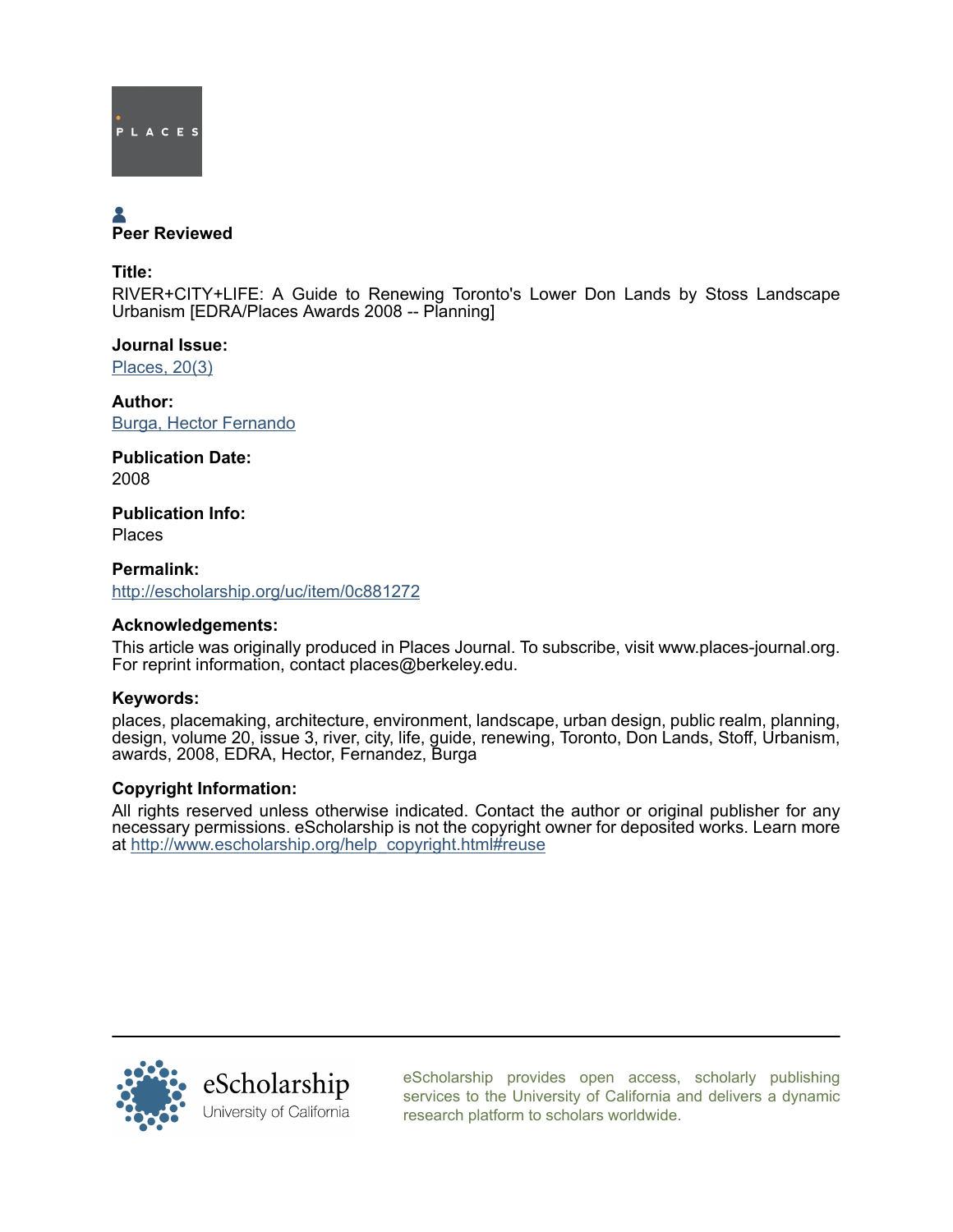PLACES

Peer Reviewed

**Title:**

RIVER+CITY+LIFE: A Guide to Renewing Toronto's Lower Don Lands by Stoss Landscape Urbanism [EDRA/Places Awards 2008 -- Planning]

**Journal Issue:**

[Places, 20(3)](#)

**Author:**

[Burga, Hector Fernando](#)

**Publication Date:**

2008

**Publication Info:**

Places

**Permalink:**

[http://escholarship.org/uc/item/0c881272](http://escholarship.org/uc/item/0c881272)

**Acknowledgements:**

This article was originally produced in Places Journal. To subscribe, visit www.places-journal.org. For reprint information, contact places@berkeley.edu.

**Keywords:**

places, placemaking, architecture, environment, landscape, urban design, public realm, planning, design, volume 20, issue 3, river, city, life, guide, renewing, Toronto, Don Lands, Stoff, Urbanism, awards, 2008, EDRA, Hector, Fernandez, Burga

**Copyright Information:**

All rights reserved unless otherwise indicated. Contact the author or original publisher for any necessary permissions. eScholarship is not the copyright owner for deposited works. Learn more at [http://www.escholarship.org/help_copyright.html#reuse](http://www.escholarship.org/help_copyright.html#reuse)

eScholarship
University of California

eScholarship provides open access, scholarly publishing services to the University of California and delivers a dynamic research platform to scholars worldwide.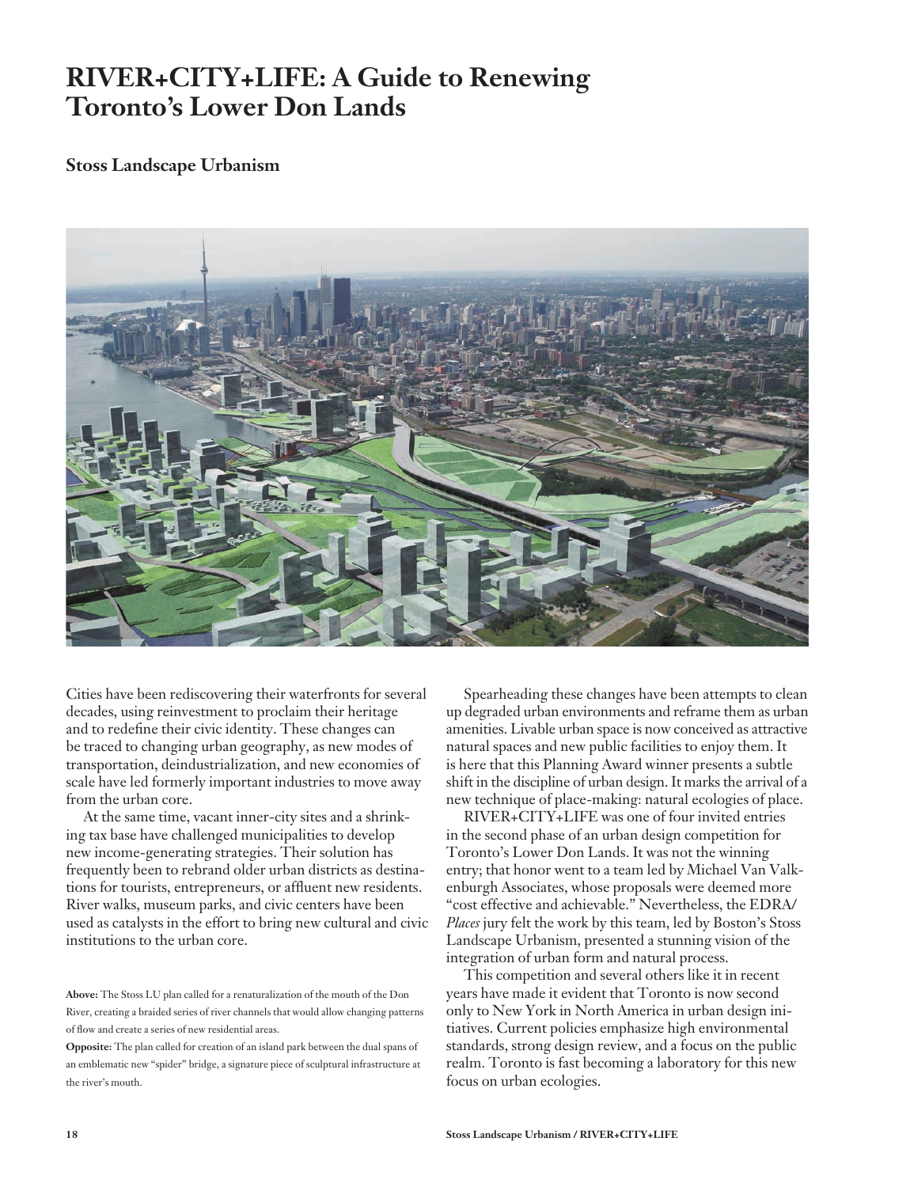# RIVER+CITY+LIFE: A Guide to Renewing Toronto's Lower Don Lands

## Stoss Landscape Urbanism

Cities have been rediscovering their waterfronts for several decades, using reinvestment to proclaim their heritage and to redefine their civic identity. These changes can be traced to changing urban geography, as new modes of transportation, deindustrialization, and new economies of scale have led formerly important industries to move away from the urban core.

At the same time, vacant inner-city sites and a shrinking tax base have challenged municipalities to develop new income-generating strategies. Their solution has frequently been to rebrand older urban districts as destinations for tourists, entrepreneurs, or affluent new residents. River walks, museum parks, and civic centers have been used as catalysts in the effort to bring new cultural and civic institutions to the urban core.

**Above:** The Stoss LU plan called for a renaturalization of the mouth of the Don River, creating a braided series of river channels that would allow changing patterns of flow and create a series of new residential areas.

**Opposite:** The plan called for creation of an island park between the dual spans of an emblematic new "spider" bridge, a signature piece of sculptural infrastructure at the river's mouth.

Spearheading these changes have been attempts to clean up degraded urban environments and reframe them as urban amenities. Livable urban space is now conceived as attractive natural spaces and new public facilities to enjoy them. It is here that this Planning Award winner presents a subtle shift in the discipline of urban design. It marks the arrival of a new technique of place-making: natural ecologies of place.

RIVER+CITY+LIFE was one of four invited entries in the second phase of an urban design competition for Toronto's Lower Don Lands. It was not the winning entry; that honor went to a team led by Michael Van Valkenburgh Associates, whose proposals were deemed more "cost effective and achievable." Nevertheless, the EDRA/*Places* jury felt the work by this team, led by Boston's Stoss Landscape Urbanism, presented a stunning vision of the integration of urban form and natural process.

This competition and several others like it in recent years have made it evident that Toronto is now second only to New York in North America in urban design initiatives. Current policies emphasize high environmental standards, strong design review, and a focus on the public realm. Toronto is fast becoming a laboratory for this new focus on urban ecologies.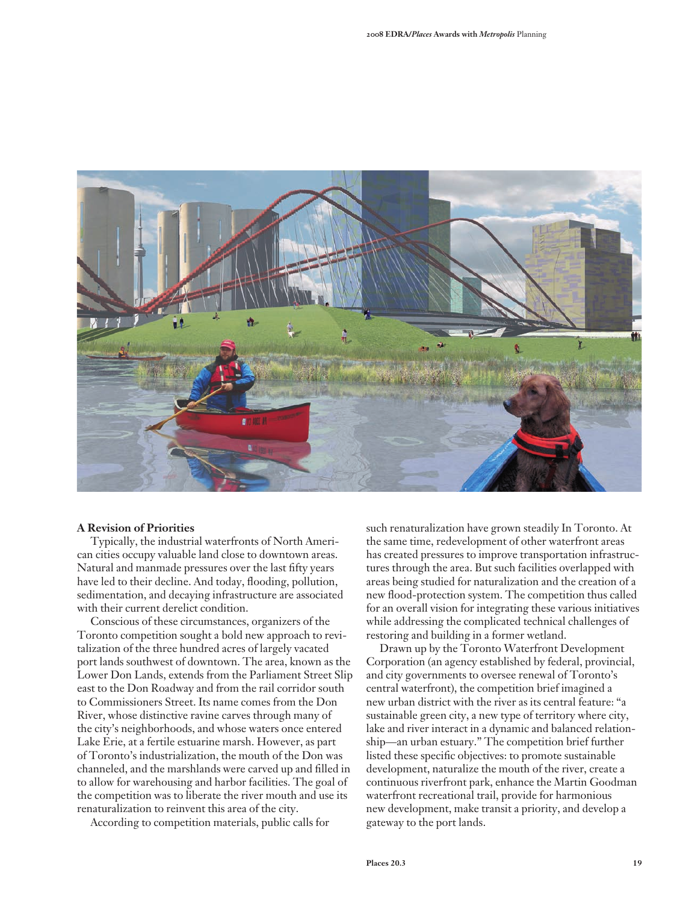## A Revision of Priorities

Typically, the industrial waterfronts of North American cities occupy valuable land close to downtown areas. Natural and manmade pressures over the last fifty years have led to their decline. And today, flooding, pollution, sedimentation, and decaying infrastructure are associated with their current derelict condition.

Conscious of these circumstances, organizers of the Toronto competition sought a bold new approach to revitalization of the three hundred acres of largely vacated port lands southwest of downtown. The area, known as the Lower Don Lands, extends from the Parliament Street Slip east to the Don Roadway and from the rail corridor south to Commissioners Street. Its name comes from the Don River, whose distinctive ravine carves through many of the city's neighborhoods, and whose waters once entered Lake Erie, at a fertile estuarine marsh. However, as part of Toronto's industrialization, the mouth of the Don was channeled, and the marshlands were carved up and filled in to allow for warehousing and harbor facilities. The goal of the competition was to liberate the river mouth and use its renaturalization to reinvent this area of the city.

According to competition materials, public calls for such renaturalization have grown steadily In Toronto. At the same time, redevelopment of other waterfront areas has created pressures to improve transportation infrastructures through the area. But such facilities overlapped with areas being studied for naturalization and the creation of a new flood-protection system. The competition thus called for an overall vision for integrating these various initiatives while addressing the complicated technical challenges of restoring and building in a former wetland.

Drawn up by the Toronto Waterfront Development Corporation (an agency established by federal, provincial, and city governments to oversee renewal of Toronto's central waterfront), the competition brief imagined a new urban district with the river as its central feature: "a sustainable green city, a new type of territory where city, lake and river interact in a dynamic and balanced relationship—an urban estuary." The competition brief further listed these specific objectives: to promote sustainable development, naturalize the mouth of the river, create a continuous riverfront park, enhance the Martin Goodman waterfront recreational trail, provide for harmonious new development, make transit a priority, and develop a gateway to the port lands.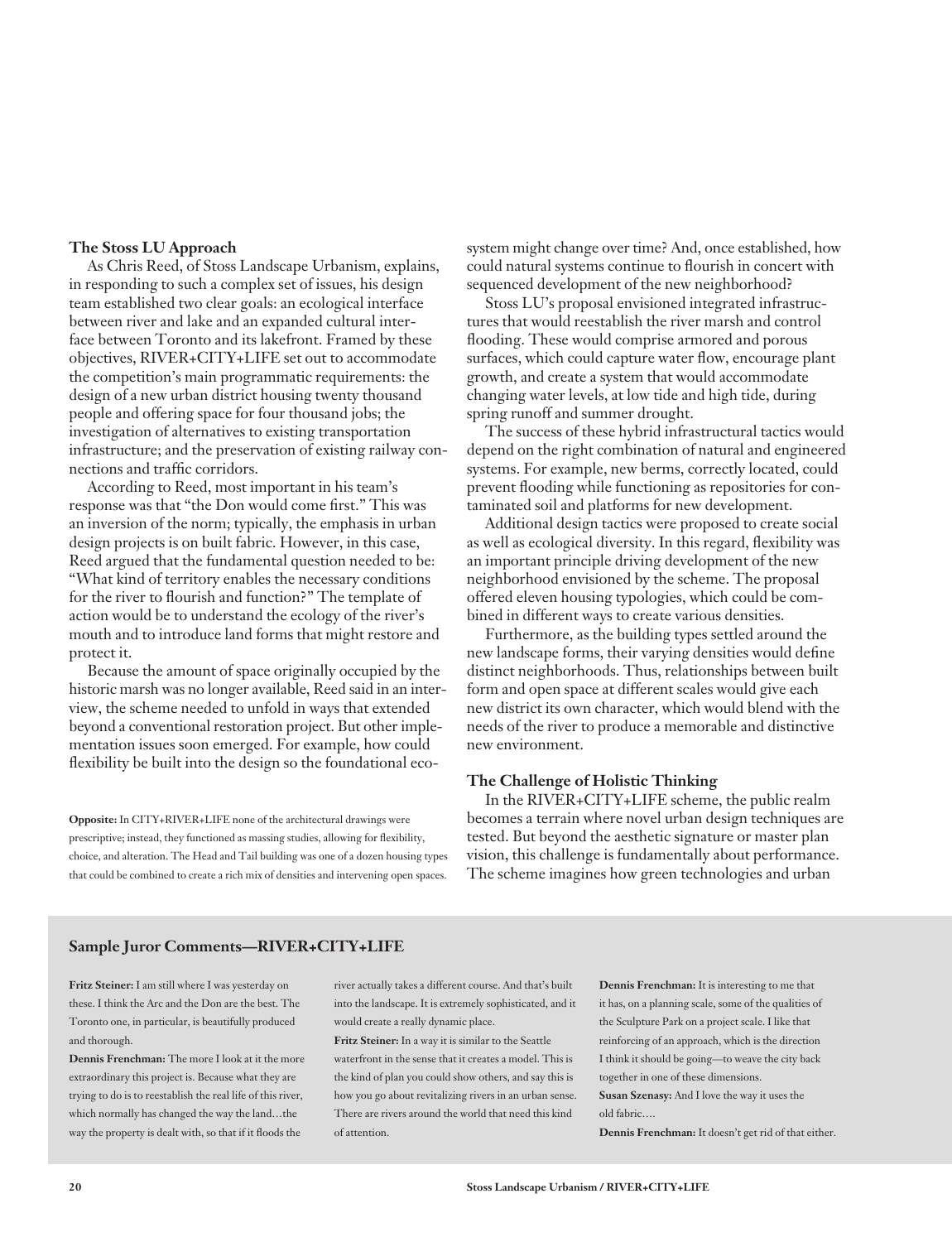### The Stoss LU Approach

As Chris Reed, of Stoss Landscape Urbanism, explains, in responding to such a complex set of issues, his design team established two clear goals: an ecological interface between river and lake and an expanded cultural interface between Toronto and its lakefront. Framed by these objectives, RIVER+CITY+LIFE set out to accommodate the competition's main programmatic requirements: the design of a new urban district housing twenty thousand people and offering space for four thousand jobs; the investigation of alternatives to existing transportation infrastructure; and the preservation of existing railway connections and traffic corridors.

According to Reed, most important in his team's response was that "the Don would come first." This was an inversion of the norm; typically, the emphasis in urban design projects is on built fabric. However, in this case, Reed argued that the fundamental question needed to be: "What kind of territory enables the necessary conditions for the river to flourish and function?" The template of action would be to understand the ecology of the river's mouth and to introduce land forms that might restore and protect it.

Because the amount of space originally occupied by the historic marsh was no longer available, Reed said in an interview, the scheme needed to unfold in ways that extended beyond a conventional restoration project. But other implementation issues soon emerged. For example, how could flexibility be built into the design so the foundational ecosystem might change over time? And, once established, how could natural systems continue to flourish in concert with sequenced development of the new neighborhood?

Stoss LU's proposal envisioned integrated infrastructures that would reestablish the river marsh and control flooding. These would comprise armored and porous surfaces, which could capture water flow, encourage plant growth, and create a system that would accommodate changing water levels, at low tide and high tide, during spring runoff and summer drought.

The success of these hybrid infrastructural tactics would depend on the right combination of natural and engineered systems. For example, new berms, correctly located, could prevent flooding while functioning as repositories for contaminated soil and platforms for new development.

Additional design tactics were proposed to create social as well as ecological diversity. In this regard, flexibility was an important principle driving development of the new neighborhood envisioned by the scheme. The proposal offered eleven housing typologies, which could be combined in different ways to create various densities.

Furthermore, as the building types settled around the new landscape forms, their varying densities would define distinct neighborhoods. Thus, relationships between built form and open space at different scales would give each new district its own character, which would blend with the needs of the river to produce a memorable and distinctive new environment.

**Opposite:** In CITY+RIVER+LIFE none of the architectural drawings were prescriptive; instead, they functioned as massing studies, allowing for flexibility, choice, and alteration. The Head and Tail building was one of a dozen housing types that could be combined to create a rich mix of densities and intervening open spaces.

### The Challenge of Holistic Thinking

In the RIVER+CITY+LIFE scheme, the public realm becomes a terrain where novel urban design techniques are tested. But beyond the aesthetic signature or master plan vision, this challenge is fundamentally about performance. The scheme imagines how green technologies and urban

### Sample Juror Comments—RIVER+CITY+LIFE

**Fritz Steiner:** I am still where I was yesterday on these. I think the Arc and the Don are the best. The Toronto one, in particular, is beautifully produced and thorough.

**Dennis Frenchman:** The more I look at it the more extraordinary this project is. Because what they are trying to do is to reestablish the real life of this river, which normally has changed the way the land…the way the property is dealt with, so that if it floods the river actually takes a different course. And that's built into the landscape. It is extremely sophisticated, and it would create a really dynamic place.

**Fritz Steiner:** In a way it is similar to the Seattle waterfront in the sense that it creates a model. This is the kind of plan you could show others, and say this is how you go about revitalizing rivers in an urban sense. There are rivers around the world that need this kind of attention.

**Dennis Frenchman:** It is interesting to me that it has, on a planning scale, some of the qualities of the Sculpture Park on a project scale. I like that reinforcing of an approach, which is the direction I think it should be going—to weave the city back together in one of these dimensions.

**Susan Szenasy:** And I love the way it uses the old fabric….

**Dennis Frenchman:** It doesn't get rid of that either.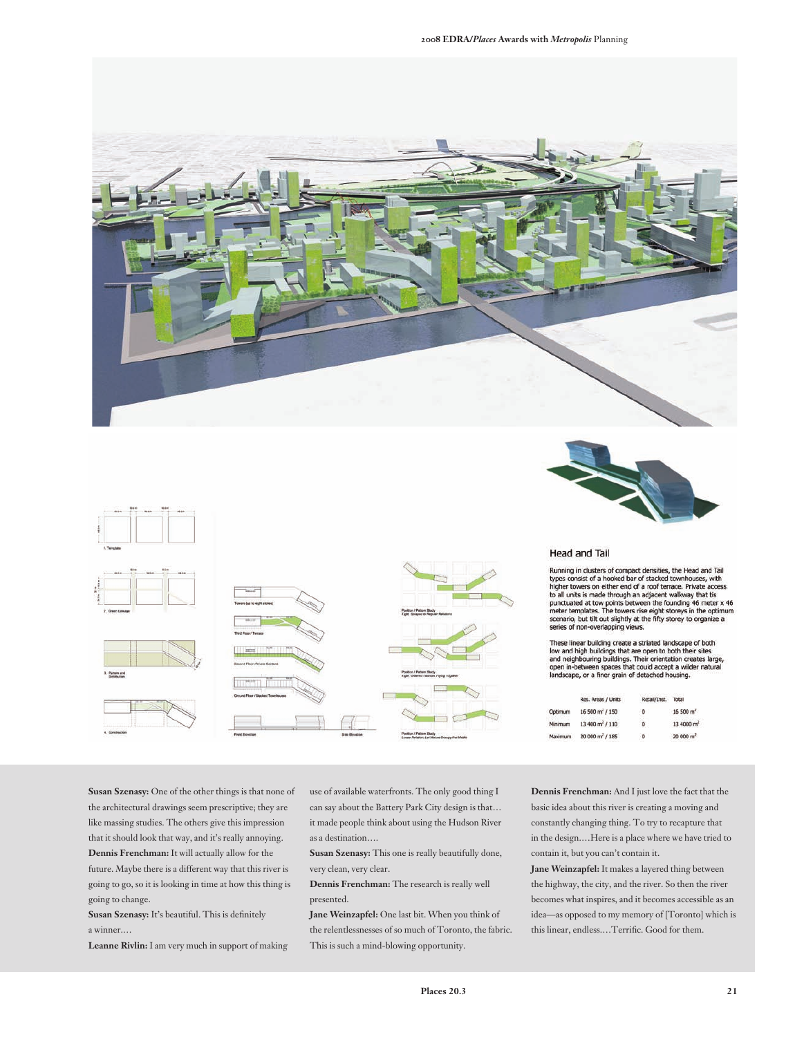## Head and Tail

Running in clusters of compact densities, the Head and Tail types consist of a hooked bar of stacked townhouses, with higher towers on either end of a roof terrace. Private access to all units is made through an adjacent walkway that tis punctuated at tow points between the founding 46 meter x 46 meter templates. The towers rise eight storeys in the optimum scenario, but tilt out slightly at the fifty storey to organize a series of non-overlapping views.

These linear building create a striated landscape of both low and high buildings that are open to both their sites and neighbouring buildings. Their orientation creates large, open in-between spaces that could accept a wilder natural landscape, or a finer grain of detached housing.

| | Res. Areas / Units | Retail/Inst. | Total |
|---|---|---|---|
| Optimum | 16 500 m² / 150 | 0 | 16 500 m² |
| Minimum | 13 400 m² / 110 | 0 | 13 4000 m² |
| Maximum | 20 000 m² / 185 | 0 | 20 000 m² |

**Susan Szenasy:** One of the other things is that none of the architectural drawings seem prescriptive; they are like massing studies. The others give this impression that it should look that way, and it's really annoying.

**Dennis Frenchman:** It will actually allow for the future. Maybe there is a different way that this river is going to go, so it is looking in time at how this thing is going to change.

**Susan Szenasy:** It's beautiful. This is definitely a winner.…

**Leanne Rivlin:** I am very much in support of making use of available waterfronts. The only good thing I can say about the Battery Park City design is that… it made people think about using the Hudson River as a destination.…

**Susan Szenasy:** This one is really beautifully done, very clean, very clear.

**Dennis Frenchman:** The research is really well presented.

**Jane Weinzapfel:** One last bit. When you think of the relentlessnesses of so much of Toronto, the fabric. This is such a mind-blowing opportunity.

**Dennis Frenchman:** And I just love the fact that the basic idea about this river is creating a moving and constantly changing thing. To try to recapture that in the design.…Here is a place where we have tried to contain it, but you can't contain it.

**Jane Weinzapfel:** It makes a layered thing between the highway, the city, and the river. So then the river becomes what inspires, and it becomes accessible as an idea—as opposed to my memory of [Toronto] which is this linear, endless.…Terrific. Good for them.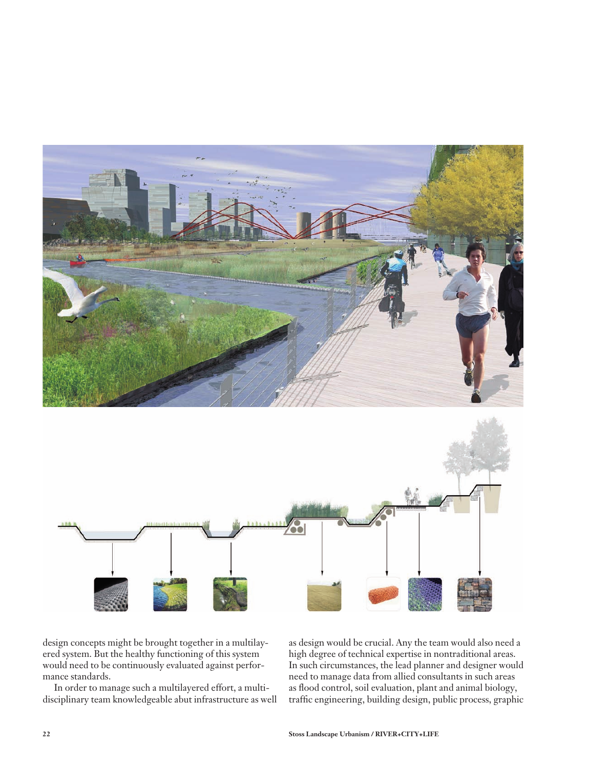design concepts might be brought together in a multilayered system. But the healthy functioning of this system would need to be continuously evaluated against performance standards.

In order to manage such a multilayered effort, a multidisciplinary team knowledgeable abut infrastructure as well as design would be crucial. Any the team would also need a high degree of technical expertise in nontraditional areas. In such circumstances, the lead planner and designer would need to manage data from allied consultants in such areas as flood control, soil evaluation, plant and animal biology, traffic engineering, building design, public process, graphic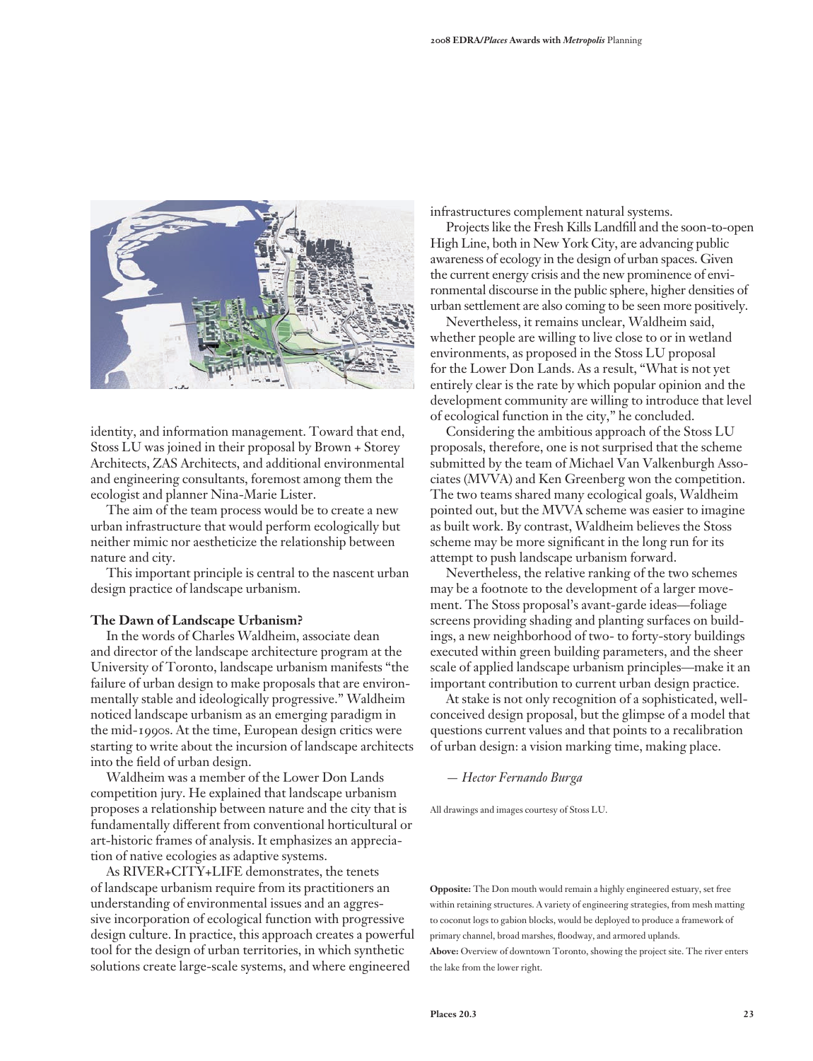identity, and information management. Toward that end, Stoss LU was joined in their proposal by Brown + Storey Architects, ZAS Architects, and additional environmental and engineering consultants, foremost among them the ecologist and planner Nina-Marie Lister.

The aim of the team process would be to create a new urban infrastructure that would perform ecologically but neither mimic nor aestheticize the relationship between nature and city.

This important principle is central to the nascent urban design practice of landscape urbanism.

### The Dawn of Landscape Urbanism?

In the words of Charles Waldheim, associate dean and director of the landscape architecture program at the University of Toronto, landscape urbanism manifests "the failure of urban design to make proposals that are environmentally stable and ideologically progressive." Waldheim noticed landscape urbanism as an emerging paradigm in the mid-1990s. At the time, European design critics were starting to write about the incursion of landscape architects into the field of urban design.

Waldheim was a member of the Lower Don Lands competition jury. He explained that landscape urbanism proposes a relationship between nature and the city that is fundamentally different from conventional horticultural or art-historic frames of analysis. It emphasizes an appreciation of native ecologies as adaptive systems.

As RIVER+CITY+LIFE demonstrates, the tenets of landscape urbanism require from its practitioners an understanding of environmental issues and an aggressive incorporation of ecological function with progressive design culture. In practice, this approach creates a powerful tool for the design of urban territories, in which synthetic solutions create large-scale systems, and where engineered infrastructures complement natural systems.

Projects like the Fresh Kills Landfill and the soon-to-open High Line, both in New York City, are advancing public awareness of ecology in the design of urban spaces. Given the current energy crisis and the new prominence of environmental discourse in the public sphere, higher densities of urban settlement are also coming to be seen more positively.

Nevertheless, it remains unclear, Waldheim said, whether people are willing to live close to or in wetland environments, as proposed in the Stoss LU proposal for the Lower Don Lands. As a result, "What is not yet entirely clear is the rate by which popular opinion and the development community are willing to introduce that level of ecological function in the city," he concluded.

Considering the ambitious approach of the Stoss LU proposals, therefore, one is not surprised that the scheme submitted by the team of Michael Van Valkenburgh Associates (MVVA) and Ken Greenberg won the competition. The two teams shared many ecological goals, Waldheim pointed out, but the MVVA scheme was easier to imagine as built work. By contrast, Waldheim believes the Stoss scheme may be more significant in the long run for its attempt to push landscape urbanism forward.

Nevertheless, the relative ranking of the two schemes may be a footnote to the development of a larger movement. The Stoss proposal's avant-garde ideas—foliage screens providing shading and planting surfaces on buildings, a new neighborhood of two- to forty-story buildings executed within green building parameters, and the sheer scale of applied landscape urbanism principles—make it an important contribution to current urban design practice.

At stake is not only recognition of a sophisticated, well-conceived design proposal, but the glimpse of a model that questions current values and that points to a recalibration of urban design: a vision marking time, making place.

*— Hector Fernando Burga*

All drawings and images courtesy of Stoss LU.

**Opposite:** The Don mouth would remain a highly engineered estuary, set free within retaining structures. A variety of engineering strategies, from mesh matting to coconut logs to gabion blocks, would be deployed to produce a framework of primary channel, broad marshes, floodway, and armored uplands.

**Above:** Overview of downtown Toronto, showing the project site. The river enters the lake from the lower right.